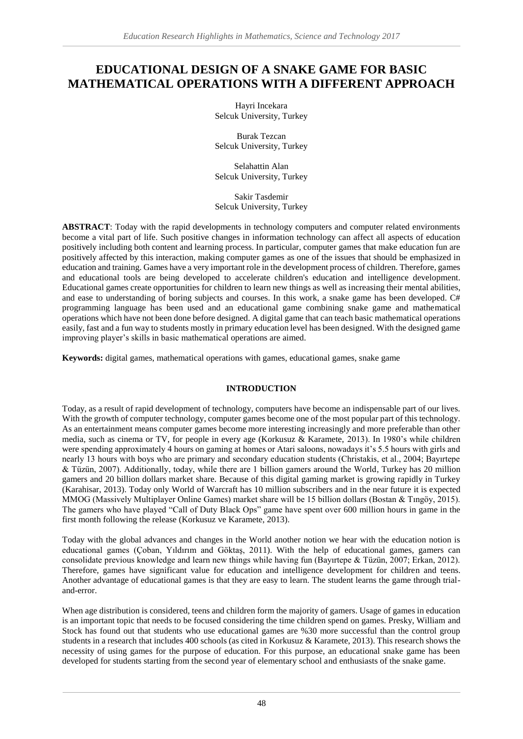# EDUCATIONAL DESIGN OF A SNAKE GAME FOR BASIC MATHEMATICAL OPERATIONS WITH A DIFFERENT APPROACH

Hayri Incekara  
Selcuk University, Turkey

Burak Tezcan  
Selcuk University, Turkey

Selahattin Alan  
Selcuk University, Turkey

Sakir Tasdemir  
Selcuk University, Turkey

**ABSTRACT**: Today with the rapid developments in technology computers and computer related environments become a vital part of life. Such positive changes in information technology can affect all aspects of education positively including both content and learning process. In particular, computer games that make education fun are positively affected by this interaction, making computer games as one of the issues that should be emphasized in education and training. Games have a very important role in the development process of children. Therefore, games and educational tools are being developed to accelerate children's education and intelligence development. Educational games create opportunities for children to learn new things as well as increasing their mental abilities, and ease to understanding of boring subjects and courses. In this work, a snake game has been developed. C# programming language has been used and an educational game combining snake game and mathematical operations which have not been done before designed. A digital game that can teach basic mathematical operations easily, fast and a fun way to students mostly in primary education level has been designed. With the designed game improving player's skills in basic mathematical operations are aimed.

**Keywords:** digital games, mathematical operations with games, educational games, snake game

## INTRODUCTION

Today, as a result of rapid development of technology, computers have become an indispensable part of our lives. With the growth of computer technology, computer games become one of the most popular part of this technology. As an entertainment means computer games become more interesting increasingly and more preferable than other media, such as cinema or TV, for people in every age (Korkusuz & Karamete, 2013). In 1980's while children were spending approximately 4 hours on gaming at homes or Atari saloons, nowadays it's 5.5 hours with girls and nearly 13 hours with boys who are primary and secondary education students (Christakis, et al., 2004; Bayırtepe & Tüzün, 2007). Additionally, today, while there are 1 billion gamers around the World, Turkey has 20 million gamers and 20 billion dollars market share. Because of this digital gaming market is growing rapidly in Turkey (Karahisar, 2013). Today only World of Warcraft has 10 million subscribers and in the near future it is expected MMOG (Massively Multiplayer Online Games) market share will be 15 billion dollars (Bostan & Tıngöy, 2015). The gamers who have played "Call of Duty Black Ops" game have spent over 600 million hours in game in the first month following the release (Korkusuz ve Karamete, 2013).

Today with the global advances and changes in the World another notion we hear with the education notion is educational games (Çoban, Yıldırım and Göktaş, 2011). With the help of educational games, gamers can consolidate previous knowledge and learn new things while having fun (Bayırtepe & Tüzün, 2007; Erkan, 2012). Therefore, games have significant value for education and intelligence development for children and teens. Another advantage of educational games is that they are easy to learn. The student learns the game through trial-and-error.

When age distribution is considered, teens and children form the majority of gamers. Usage of games in education is an important topic that needs to be focused considering the time children spend on games. Presky, William and Stock has found out that students who use educational games are %30 more successful than the control group students in a research that includes 400 schools (as cited in Korkusuz & Karamete, 2013). This research shows the necessity of using games for the purpose of education. For this purpose, an educational snake game has been developed for students starting from the second year of elementary school and enthusiasts of the snake game.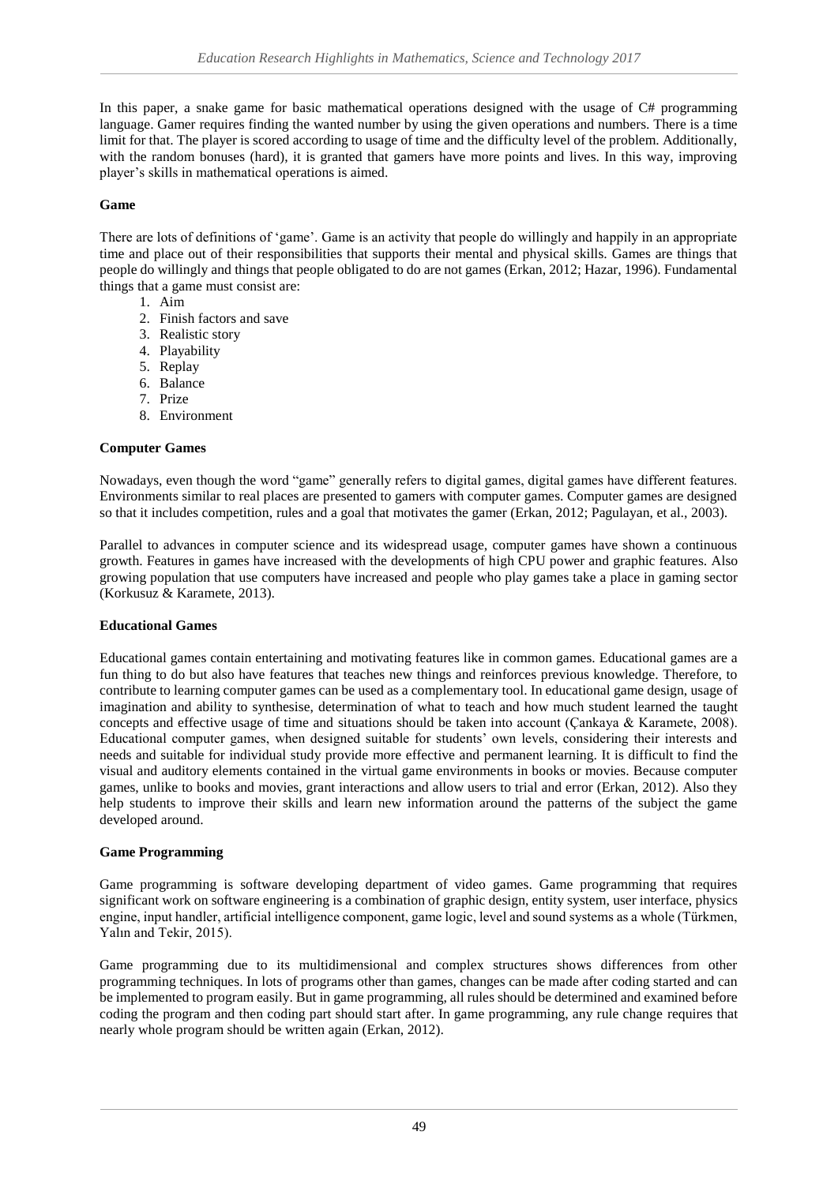In this paper, a snake game for basic mathematical operations designed with the usage of C# programming language. Gamer requires finding the wanted number by using the given operations and numbers. There is a time limit for that. The player is scored according to usage of time and the difficulty level of the problem. Additionally, with the random bonuses (hard), it is granted that gamers have more points and lives. In this way, improving player's skills in mathematical operations is aimed.

### Game

There are lots of definitions of 'game'. Game is an activity that people do willingly and happily in an appropriate time and place out of their responsibilities that supports their mental and physical skills. Games are things that people do willingly and things that people obligated to do are not games (Erkan, 2012; Hazar, 1996). Fundamental things that a game must consist are:

1. Aim
2. Finish factors and save
3. Realistic story
4. Playability
5. Replay
6. Balance
7. Prize
8. Environment

### Computer Games

Nowadays, even though the word "game" generally refers to digital games, digital games have different features. Environments similar to real places are presented to gamers with computer games. Computer games are designed so that it includes competition, rules and a goal that motivates the gamer (Erkan, 2012; Pagulayan, et al., 2003).

Parallel to advances in computer science and its widespread usage, computer games have shown a continuous growth. Features in games have increased with the developments of high CPU power and graphic features. Also growing population that use computers have increased and people who play games take a place in gaming sector (Korkusuz & Karamete, 2013).

### Educational Games

Educational games contain entertaining and motivating features like in common games. Educational games are a fun thing to do but also have features that teaches new things and reinforces previous knowledge. Therefore, to contribute to learning computer games can be used as a complementary tool. In educational game design, usage of imagination and ability to synthesise, determination of what to teach and how much student learned the taught concepts and effective usage of time and situations should be taken into account (Çankaya & Karamete, 2008). Educational computer games, when designed suitable for students' own levels, considering their interests and needs and suitable for individual study provide more effective and permanent learning. It is difficult to find the visual and auditory elements contained in the virtual game environments in books or movies. Because computer games, unlike to books and movies, grant interactions and allow users to trial and error (Erkan, 2012). Also they help students to improve their skills and learn new information around the patterns of the subject the game developed around.

### Game Programming

Game programming is software developing department of video games. Game programming that requires significant work on software engineering is a combination of graphic design, entity system, user interface, physics engine, input handler, artificial intelligence component, game logic, level and sound systems as a whole (Türkmen, Yalın and Tekir, 2015).

Game programming due to its multidimensional and complex structures shows differences from other programming techniques. In lots of programs other than games, changes can be made after coding started and can be implemented to program easily. But in game programming, all rules should be determined and examined before coding the program and then coding part should start after. In game programming, any rule change requires that nearly whole program should be written again (Erkan, 2012).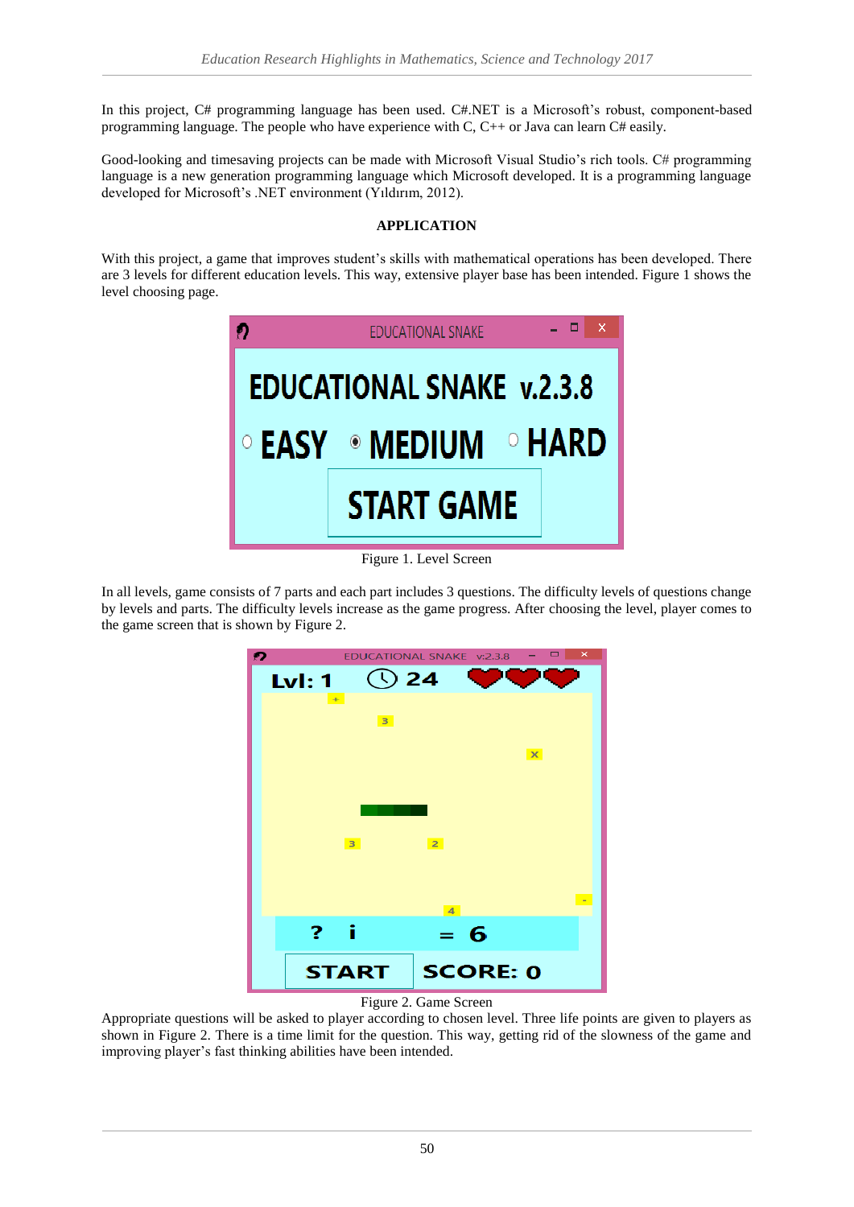In this project, C# programming language has been used. C#.NET is a Microsoft's robust, component-based programming language. The people who have experience with C, C++ or Java can learn C# easily.

Good-looking and timesaving projects can be made with Microsoft Visual Studio's rich tools. C# programming language is a new generation programming language which Microsoft developed. It is a programming language developed for Microsoft's .NET environment (Yıldırım, 2012).

## APPLICATION

With this project, a game that improves student's skills with mathematical operations has been developed. There are 3 levels for different education levels. This way, extensive player base has been intended. Figure 1 shows the level choosing page.

Figure 1. Level Screen

In all levels, game consists of 7 parts and each part includes 3 questions. The difficulty levels of questions change by levels and parts. The difficulty levels increase as the game progress. After choosing the level, player comes to the game screen that is shown by Figure 2.

Figure 2. Game Screen

Appropriate questions will be asked to player according to chosen level. Three life points are given to players as shown in Figure 2. There is a time limit for the question. This way, getting rid of the slowness of the game and improving player's fast thinking abilities have been intended.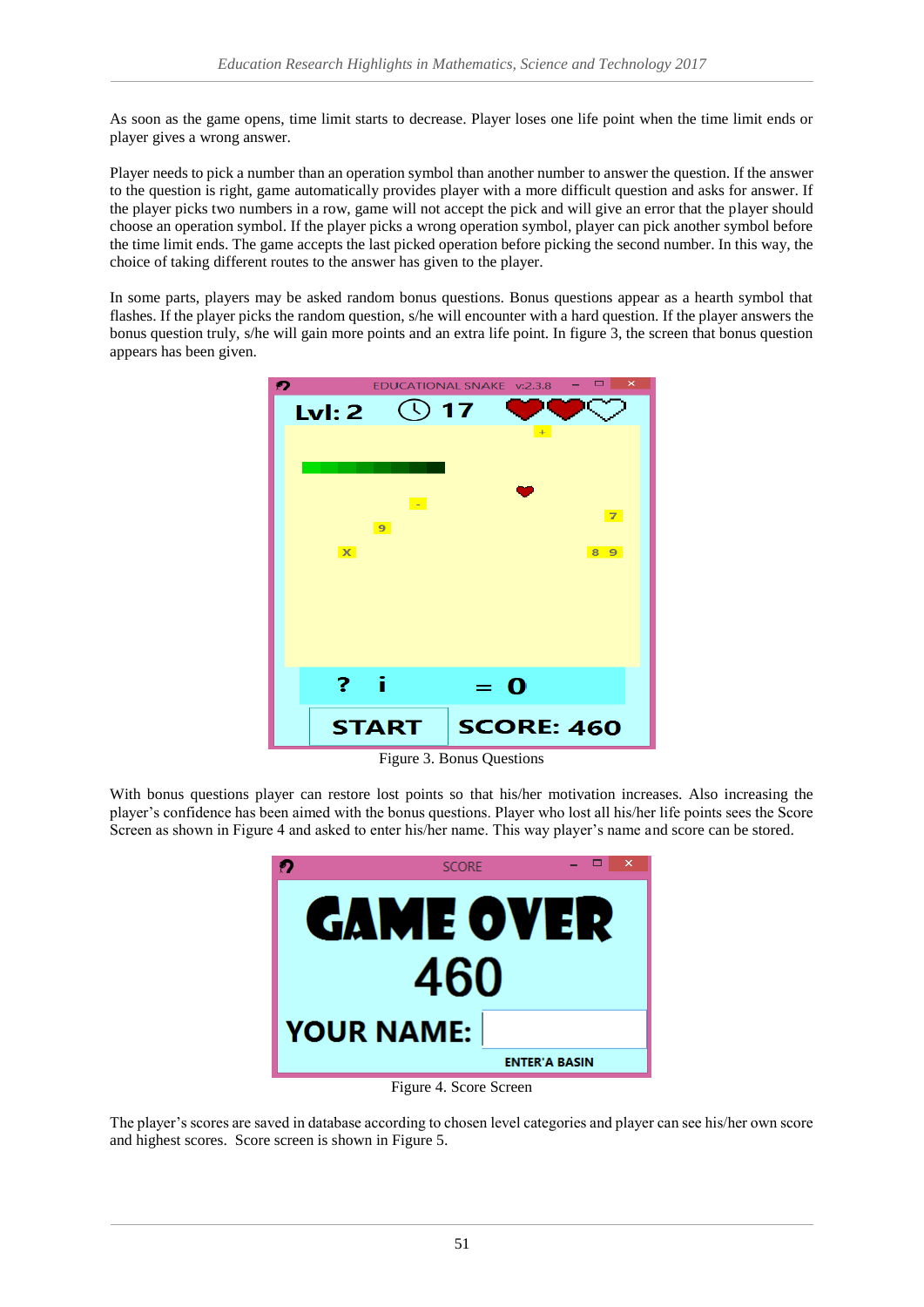As soon as the game opens, time limit starts to decrease. Player loses one life point when the time limit ends or player gives a wrong answer.

Player needs to pick a number than an operation symbol than another number to answer the question. If the answer to the question is right, game automatically provides player with a more difficult question and asks for answer. If the player picks two numbers in a row, game will not accept the pick and will give an error that the player should choose an operation symbol. If the player picks a wrong operation symbol, player can pick another symbol before the time limit ends. The game accepts the last picked operation before picking the second number. In this way, the choice of taking different routes to the answer has given to the player.

In some parts, players may be asked random bonus questions. Bonus questions appear as a hearth symbol that flashes. If the player picks the random question, s/he will encounter with a hard question. If the player answers the bonus question truly, s/he will gain more points and an extra life point. In figure 3, the screen that bonus question appears has been given.

Figure 3. Bonus Questions

With bonus questions player can restore lost points so that his/her motivation increases. Also increasing the player's confidence has been aimed with the bonus questions. Player who lost all his/her life points sees the Score Screen as shown in Figure 4 and asked to enter his/her name. This way player's name and score can be stored.

Figure 4. Score Screen

The player's scores are saved in database according to chosen level categories and player can see his/her own score and highest scores. Score screen is shown in Figure 5.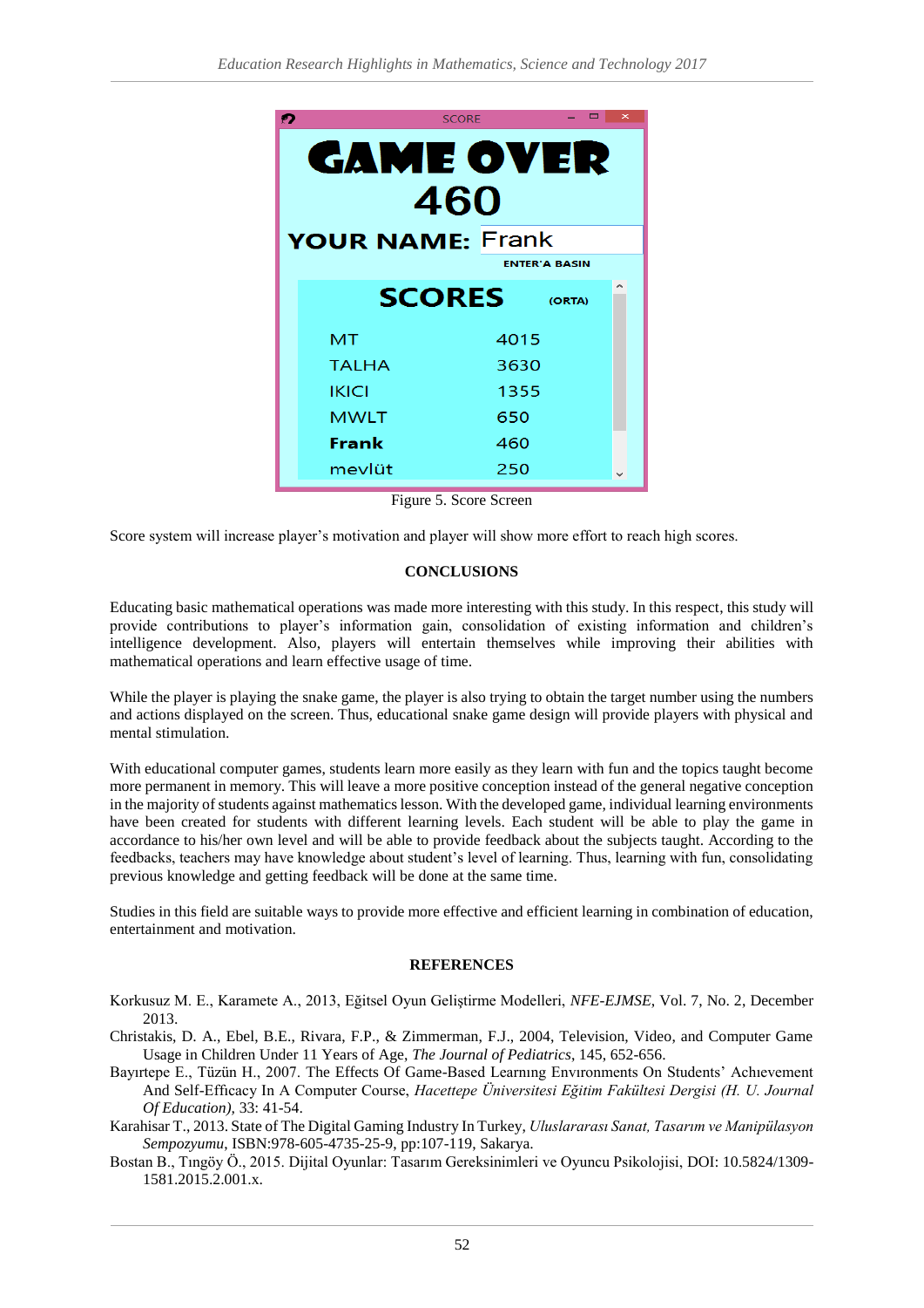Figure 5. Score Screen

Score system will increase player's motivation and player will show more effort to reach high scores.

## CONCLUSIONS

Educating basic mathematical operations was made more interesting with this study. In this respect, this study will provide contributions to player's information gain, consolidation of existing information and children's intelligence development. Also, players will entertain themselves while improving their abilities with mathematical operations and learn effective usage of time.

While the player is playing the snake game, the player is also trying to obtain the target number using the numbers and actions displayed on the screen. Thus, educational snake game design will provide players with physical and mental stimulation.

With educational computer games, students learn more easily as they learn with fun and the topics taught become more permanent in memory. This will leave a more positive conception instead of the general negative conception in the majority of students against mathematics lesson. With the developed game, individual learning environments have been created for students with different learning levels. Each student will be able to play the game in accordance to his/her own level and will be able to provide feedback about the subjects taught. According to the feedbacks, teachers may have knowledge about student's level of learning. Thus, learning with fun, consolidating previous knowledge and getting feedback will be done at the same time.

Studies in this field are suitable ways to provide more effective and efficient learning in combination of education, entertainment and motivation.

## REFERENCES

Korkusuz M. E., Karamete A., 2013, Eğitsel Oyun Geliştirme Modelleri, *NFE-EJMSE,* Vol. 7, No. 2, December 2013.

Christakis, D. A., Ebel, B.E., Rivara, F.P., & Zimmerman, F.J., 2004, Television, Video, and Computer Game Usage in Children Under 11 Years of Age, *The Journal of Pediatrics*, 145, 652-656.

Bayırtepe E., Tüzün H., 2007. The Effects Of Game-Based Learnıng Envıronments On Students' Achıevement And Self-Effıcacy In A Computer Course, *Hacettepe Üniversitesi Eğitim Fakültesi Dergisi (H. U. Journal Of Education),* 33: 41-54.

Karahisar T., 2013. State of The Digital Gaming Industry In Turkey, *Uluslararası Sanat, Tasarım ve Manipülasyon Sempozyumu*, ISBN:978-605-4735-25-9, pp:107-119, Sakarya.

Bostan B., Tıngöy Ö., 2015. Dijital Oyunlar: Tasarım Gereksinimleri ve Oyuncu Psikolojisi, DOI: 10.5824/1309-1581.2015.2.001.x.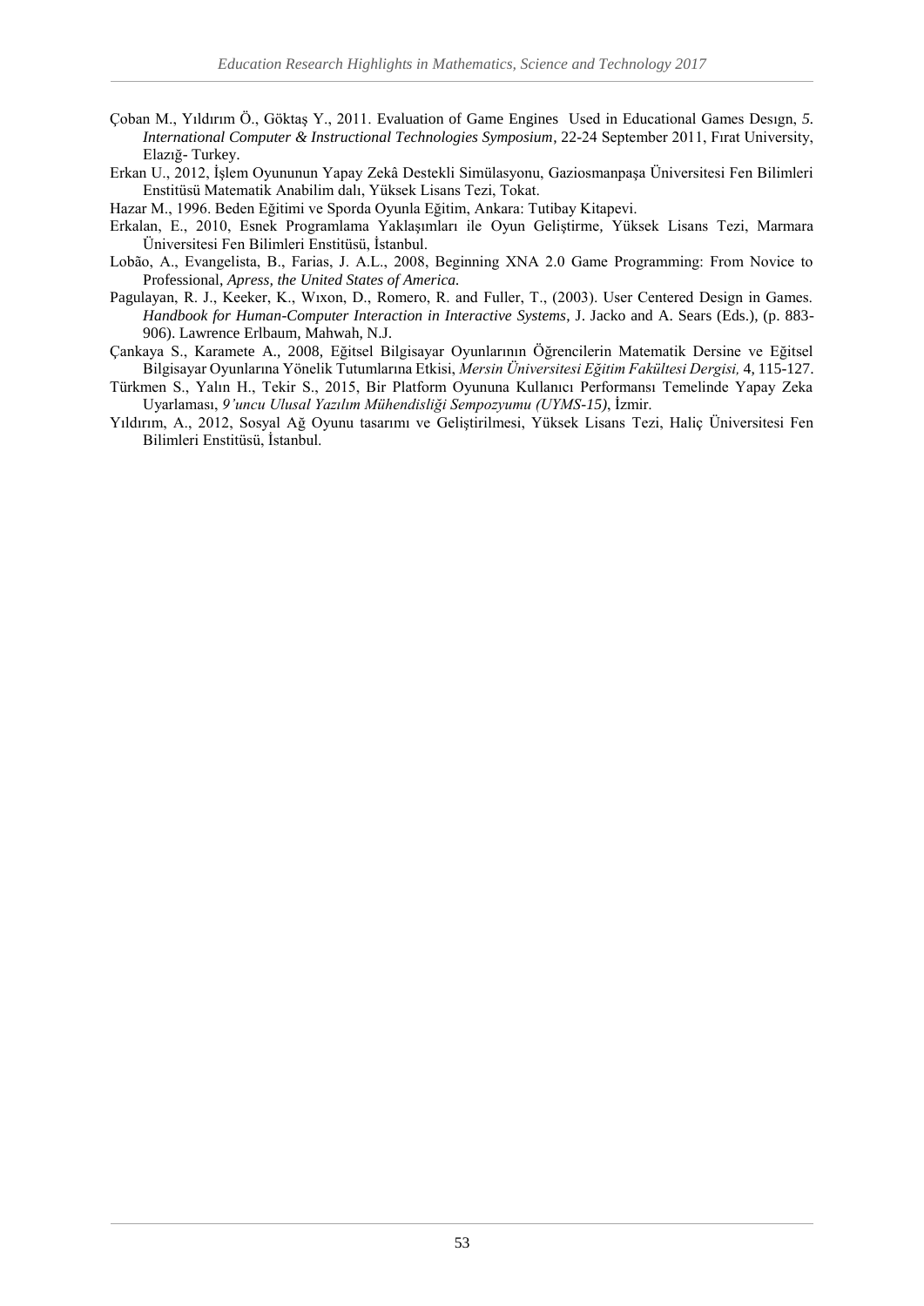Çoban M., Yıldırım Ö., Göktaş Y., 2011. Evaluation of Game Engines Used in Educational Games Desıgn, *5. International Computer & Instructional Technologies Symposium*, 22-24 September 2011, Fırat University, Elazığ- Turkey.

Erkan U., 2012, İşlem Oyununun Yapay Zekâ Destekli Simülasyonu, Gaziosmanpaşa Üniversitesi Fen Bilimleri Enstitüsü Matematik Anabilim dalı, Yüksek Lisans Tezi, Tokat.

Hazar M., 1996. Beden Eğitimi ve Sporda Oyunla Eğitim, Ankara: Tutibay Kitapevi.

Erkalan, E., 2010, Esnek Programlama Yaklaşımları ile Oyun Geliştirme, Yüksek Lisans Tezi, Marmara Üniversitesi Fen Bilimleri Enstitüsü, İstanbul.

Lobão, A., Evangelista, B., Farias, J. A.L., 2008, Beginning XNA 2.0 Game Programming: From Novice to Professional, *Apress, the United States of America.*

Pagulayan, R. J., Keeker, K., Wıxon, D., Romero, R. and Fuller, T., (2003). User Centered Design in Games. *Handbook for Human-Computer Interaction in Interactive Systems*, J. Jacko and A. Sears (Eds.), (p. 883-906). Lawrence Erlbaum, Mahwah, N.J.

Çankaya S., Karamete A., 2008, Eğitsel Bilgisayar Oyunlarının Öğrencilerin Matematik Dersine ve Eğitsel Bilgisayar Oyunlarına Yönelik Tutumlarına Etkisi, *Mersin Üniversitesi Eğitim Fakültesi Dergisi,* 4, 115-127.

Türkmen S., Yalın H., Tekir S., 2015, Bir Platform Oyununa Kullanıcı Performansı Temelinde Yapay Zeka Uyarlaması, *9'uncu Ulusal Yazılım Mühendisliği Sempozyumu (UYMS-15)*, İzmir.

Yıldırım, A., 2012, Sosyal Ağ Oyunu tasarımı ve Geliştirilmesi, Yüksek Lisans Tezi, Haliç Üniversitesi Fen Bilimleri Enstitüsü, İstanbul.